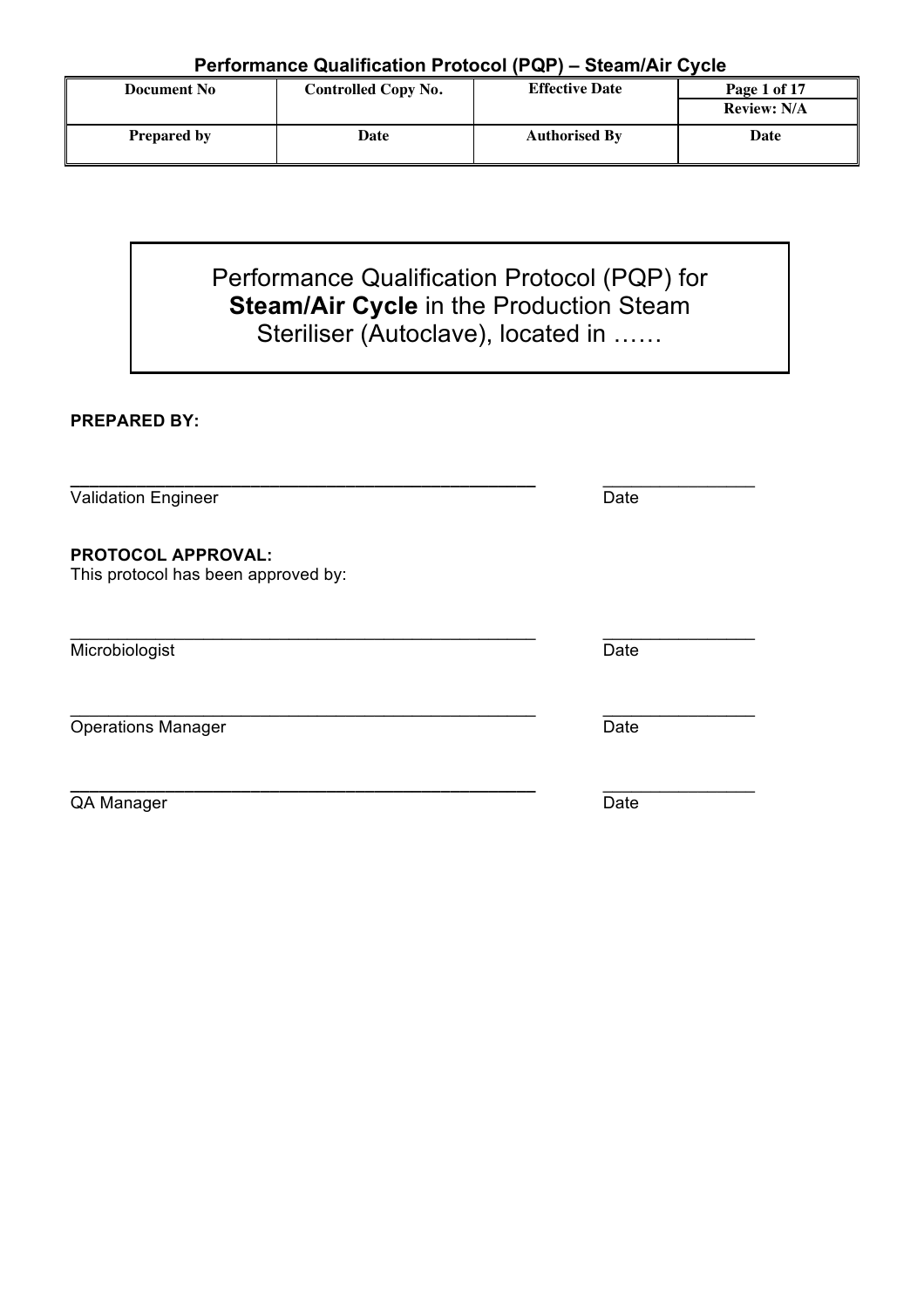# Performance Qualification Protocol (PQP) – Steam/Air Cycle

| Document No | Controlled Copy No. | Effective Date | Page 1 of 17<br>Review: N/A |
|---|---|---|---|
| **Prepared by** | **Date** | **Authorised By** | **Date** |

Performance Qualification Protocol (PQP) for **Steam/Air Cycle** in the Production Steam Steriliser (Autoclave), located in ……

**PREPARED BY:**

_______________________________________________ ________________
Validation Engineer Date

**PROTOCOL APPROVAL:**
This protocol has been approved by:

_______________________________________________ ________________
Microbiologist Date

_______________________________________________ ________________
Operations Manager Date

_______________________________________________ ________________
QA Manager Date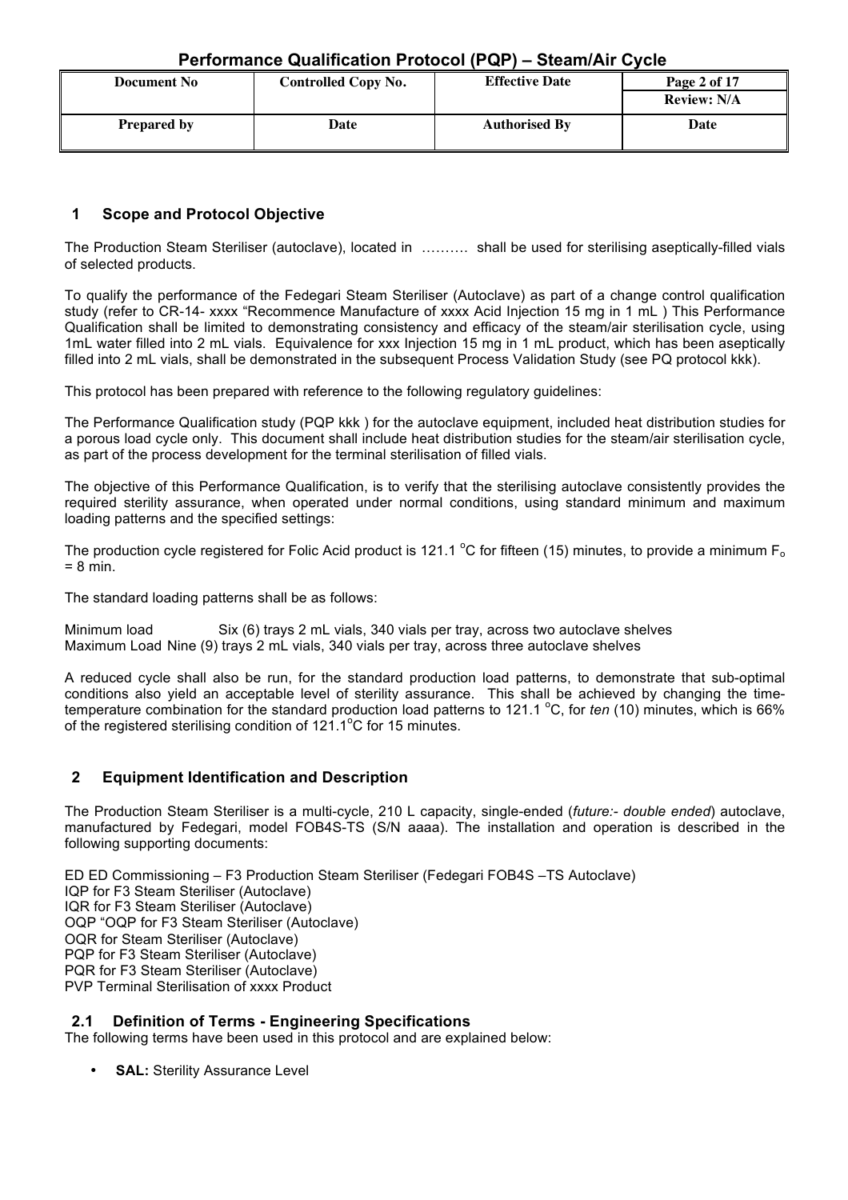## 1 Scope and Protocol Objective

The Production Steam Steriliser (autoclave), located in ………  shall be used for sterilising aseptically-filled vials of selected products.

To qualify the performance of the Fedegari Steam Steriliser (Autoclave) as part of a change control qualification study (refer to CR-14- xxxx "Recommence Manufacture of xxxx Acid Injection 15 mg in 1 mL ) This Performance Qualification shall be limited to demonstrating consistency and efficacy of the steam/air sterilisation cycle, using 1mL water filled into 2 mL vials. Equivalence for xxx Injection 15 mg in 1 mL product, which has been aseptically filled into 2 mL vials, shall be demonstrated in the subsequent Process Validation Study (see PQ protocol kkk).

This protocol has been prepared with reference to the following regulatory guidelines:

The Performance Qualification study (PQP kkk ) for the autoclave equipment, included heat distribution studies for a porous load cycle only. This document shall include heat distribution studies for the steam/air sterilisation cycle, as part of the process development for the terminal sterilisation of filled vials.

The objective of this Performance Qualification, is to verify that the sterilising autoclave consistently provides the required sterility assurance, when operated under normal conditions, using standard minimum and maximum loading patterns and the specified settings:

The production cycle registered for Folic Acid product is 121.1 °C for fifteen (15) minutes, to provide a minimum $F_o$ = 8 min.

The standard loading patterns shall be as follows:

Minimum load Six (6) trays 2 mL vials, 340 vials per tray, across two autoclave shelves
Maximum Load Nine (9) trays 2 mL vials, 340 vials per tray, across three autoclave shelves

A reduced cycle shall also be run, for the standard production load patterns, to demonstrate that sub-optimal conditions also yield an acceptable level of sterility assurance. This shall be achieved by changing the time-temperature combination for the standard production load patterns to 121.1 °C, for *ten* (10) minutes, which is 66% of the registered sterilising condition of 121.1°C for 15 minutes.

## 2 Equipment Identification and Description

The Production Steam Steriliser is a multi-cycle, 210 L capacity, single-ended (*future:- double ended*) autoclave, manufactured by Fedegari, model FOB4S-TS (S/N aaaa). The installation and operation is described in the following supporting documents:

ED ED Commissioning – F3 Production Steam Steriliser (Fedegari FOB4S –TS Autoclave)
IQP for F3 Steam Steriliser (Autoclave)
IQR for F3 Steam Steriliser (Autoclave)
OQP "OQP for F3 Steam Steriliser (Autoclave)
OQR for Steam Steriliser (Autoclave)
PQP for F3 Steam Steriliser (Autoclave)
PQR for F3 Steam Steriliser (Autoclave)
PVP Terminal Sterilisation of xxxx Product

### 2.1 Definition of Terms - Engineering Specifications

The following terms have been used in this protocol and are explained below:

- **SAL:** Sterility Assurance Level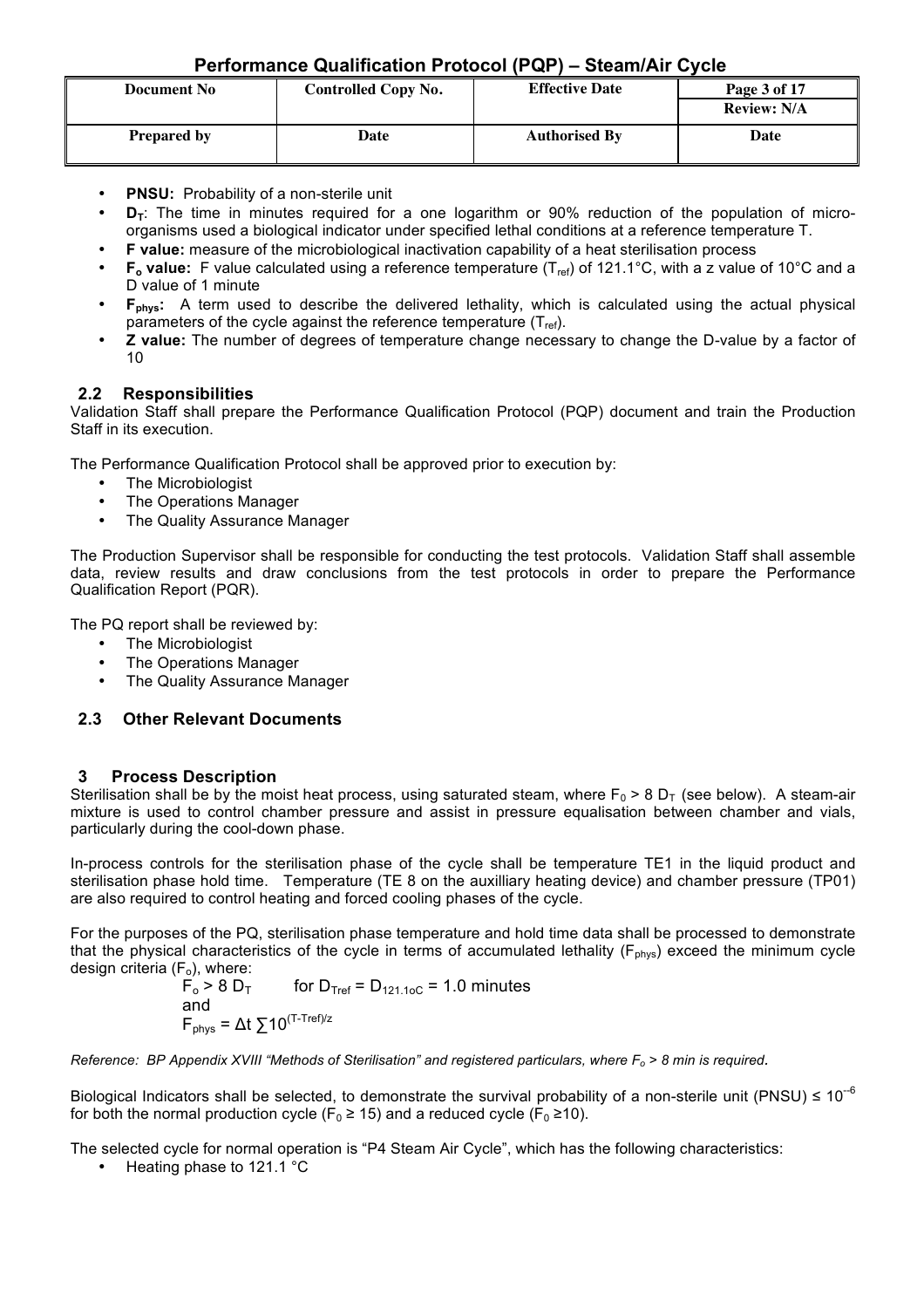- **PNSU:** Probability of a non-sterile unit
- **$D_T$**: The time in minutes required for a one logarithm or 90% reduction of the population of micro-organisms used a biological indicator under specified lethal conditions at a reference temperature T.
- **F value:** measure of the microbiological inactivation capability of a heat sterilisation process
- **$F_o$ value:** F value calculated using a reference temperature ($T_{ref}$) of 121.1°C, with a z value of 10°C and a D value of 1 minute
- **$F_{phys}$:** A term used to describe the delivered lethality, which is calculated using the actual physical parameters of the cycle against the reference temperature ($T_{ref}$).
- **Z value:** The number of degrees of temperature change necessary to change the D-value by a factor of 10

## 2.2 Responsibilities

Validation Staff shall prepare the Performance Qualification Protocol (PQP) document and train the Production Staff in its execution.

The Performance Qualification Protocol shall be approved prior to execution by:

- The Microbiologist
- The Operations Manager
- The Quality Assurance Manager

The Production Supervisor shall be responsible for conducting the test protocols. Validation Staff shall assemble data, review results and draw conclusions from the test protocols in order to prepare the Performance Qualification Report (PQR).

The PQ report shall be reviewed by:

- The Microbiologist
- The Operations Manager
- The Quality Assurance Manager

## 2.3 Other Relevant Documents

# 3 Process Description

Sterilisation shall be by the moist heat process, using saturated steam, where $F_0 > 8\ D_T$ (see below). A steam-air mixture is used to control chamber pressure and assist in pressure equalisation between chamber and vials, particularly during the cool-down phase.

In-process controls for the sterilisation phase of the cycle shall be temperature TE1 in the liquid product and sterilisation phase hold time. Temperature (TE 8 on the auxilliary heating device) and chamber pressure (TP01) are also required to control heating and forced cooling phases of the cycle.

For the purposes of the PQ, sterilisation phase temperature and hold time data shall be processed to demonstrate that the physical characteristics of the cycle in terms of accumulated lethality ($F_{phys}$) exceed the minimum cycle design criteria ($F_o$), where:

$$F_o > 8\ D_T \qquad \text{for } D_{Tref} = D_{121.1oC} = 1.0 \text{ minutes}$$

and

$$F_{phys} = \Delta t \sum 10^{(T-Tref)/z}$$

*Reference: BP Appendix XVIII "Methods of Sterilisation" and registered particulars, where $F_o$ > 8 min is required.*

Biological Indicators shall be selected, to demonstrate the survival probability of a non-sterile unit (PNSU) ≤ $10^{-6}$ for both the normal production cycle ($F_0 \geq 15$) and a reduced cycle ($F_0 \geq 10$).

The selected cycle for normal operation is "P4 Steam Air Cycle", which has the following characteristics:

- Heating phase to 121.1 °C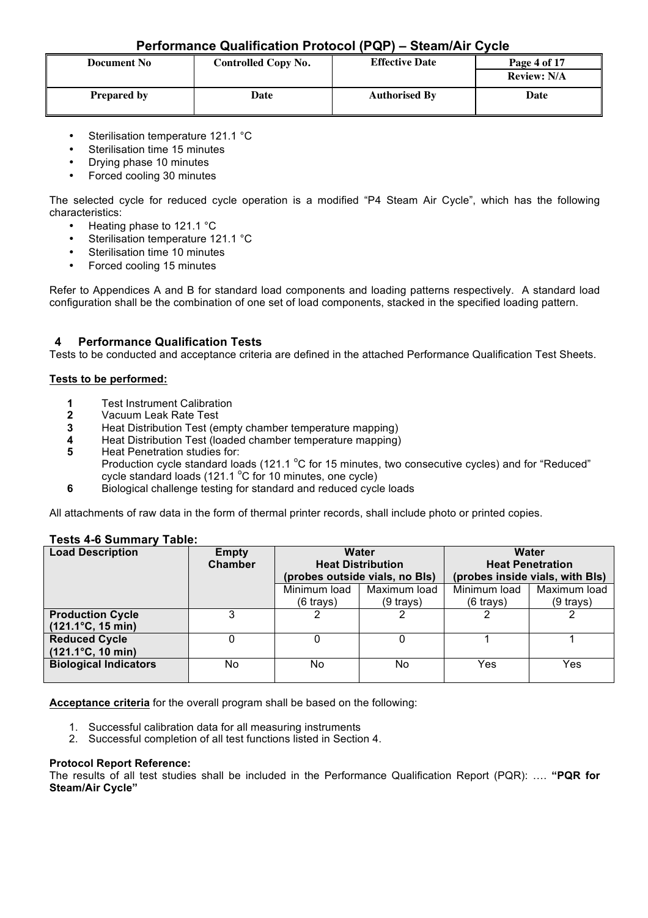- Sterilisation temperature 121.1 °C
- Sterilisation time 15 minutes
- Drying phase 10 minutes
- Forced cooling 30 minutes

The selected cycle for reduced cycle operation is a modified "P4 Steam Air Cycle", which has the following characteristics:

- Heating phase to 121.1 °C
- Sterilisation temperature 121.1 °C
- Sterilisation time 10 minutes
- Forced cooling 15 minutes

Refer to Appendices A and B for standard load components and loading patterns respectively. A standard load configuration shall be the combination of one set of load components, stacked in the specified loading pattern.

## 4 Performance Qualification Tests

Tests to be conducted and acceptance criteria are defined in the attached Performance Qualification Test Sheets.

**Tests to be performed:**

1. Test Instrument Calibration
2. Vacuum Leak Rate Test
3. Heat Distribution Test (empty chamber temperature mapping)
4. Heat Distribution Test (loaded chamber temperature mapping)
5. Heat Penetration studies for:
   Production cycle standard loads (121.1 °C for 15 minutes, two consecutive cycles) and for "Reduced" cycle standard loads (121.1 °C for 10 minutes, one cycle)
6. Biological challenge testing for standard and reduced cycle loads

All attachments of raw data in the form of thermal printer records, shall include photo or printed copies.

**Tests 4-6 Summary Table:**

| Load Description | Empty Chamber | Water Heat Distribution (probes outside vials, no BIs) | | Water Heat Penetration (probes inside vials, with BIs) | |
|---|---|---|---|---|---|
| | | Minimum load (6 trays) | Maximum load (9 trays) | Minimum load (6 trays) | Maximum load (9 trays) |
| **Production Cycle (121.1°C, 15 min)** | 3 | 2 | 2 | 2 | 2 |
| **Reduced Cycle (121.1°C, 10 min)** | 0 | 0 | 0 | 1 | 1 |
| **Biological Indicators** | No | No | No | Yes | Yes |

**Acceptance criteria** for the overall program shall be based on the following:

1. Successful calibration data for all measuring instruments
2. Successful completion of all test functions listed in Section 4.

**Protocol Report Reference:**

The results of all test studies shall be included in the Performance Qualification Report (PQR): …. **"PQR for Steam/Air Cycle"**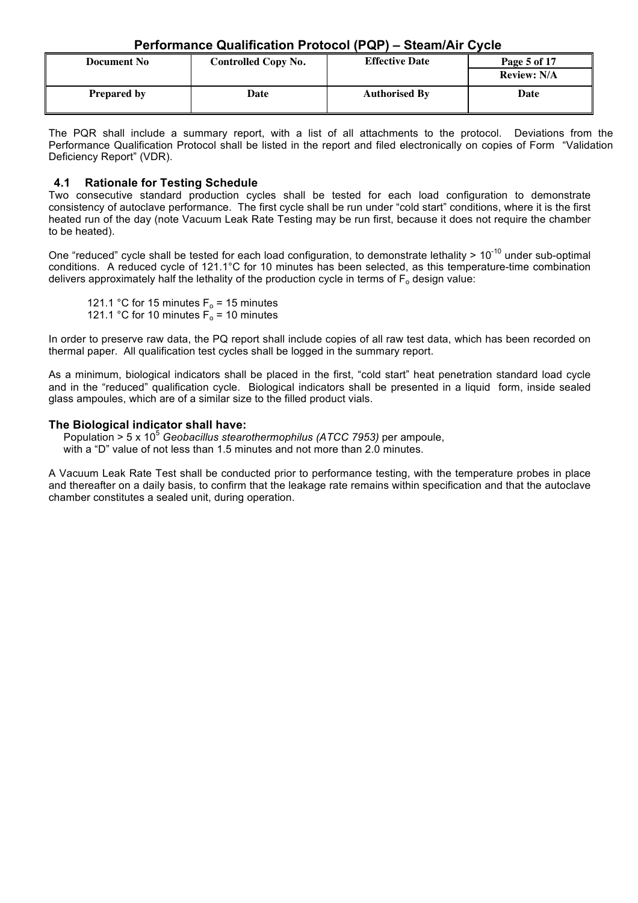The PQR shall include a summary report, with a list of all attachments to the protocol. Deviations from the Performance Qualification Protocol shall be listed in the report and filed electronically on copies of Form "Validation Deficiency Report" (VDR).

## 4.1 Rationale for Testing Schedule

Two consecutive standard production cycles shall be tested for each load configuration to demonstrate consistency of autoclave performance. The first cycle shall be run under "cold start" conditions, where it is the first heated run of the day (note Vacuum Leak Rate Testing may be run first, because it does not require the chamber to be heated).

One "reduced" cycle shall be tested for each load configuration, to demonstrate lethality > $10^{-10}$ under sub-optimal conditions. A reduced cycle of 121.1°C for 10 minutes has been selected, as this temperature-time combination delivers approximately half the lethality of the production cycle in terms of $F_o$ design value:

121.1 °C for 15 minutes $F_o$ = 15 minutes
121.1 °C for 10 minutes $F_o$ = 10 minutes

In order to preserve raw data, the PQ report shall include copies of all raw test data, which has been recorded on thermal paper. All qualification test cycles shall be logged in the summary report.

As a minimum, biological indicators shall be placed in the first, "cold start" heat penetration standard load cycle and in the "reduced" qualification cycle. Biological indicators shall be presented in a liquid form, inside sealed glass ampoules, which are of a similar size to the filled product vials.

### The Biological indicator shall have:

Population > $5 \times 10^5$ *Geobacillus stearothermophilus (ATCC 7953)* per ampoule,
with a "D" value of not less than 1.5 minutes and not more than 2.0 minutes.

A Vacuum Leak Rate Test shall be conducted prior to performance testing, with the temperature probes in place and thereafter on a daily basis, to confirm that the leakage rate remains within specification and that the autoclave chamber constitutes a sealed unit, during operation.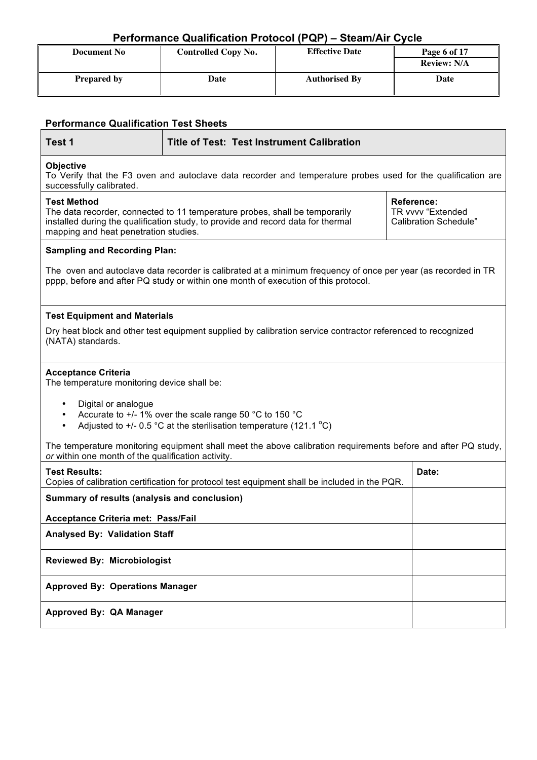# Performance Qualification Protocol (PQP) – Steam/Air Cycle

| Document No | Controlled Copy No. | Effective Date | Page 6 of 17 |
|---|---|---|---|
| | | | Review: N/A |
| **Prepared by** | **Date** | **Authorised By** | **Date** |

## Performance Qualification Test Sheets

| **Test 1** | **Title of Test: Test Instrument Calibration** |
|---|---|

**Objective**
To Verify that the F3 oven and autoclave data recorder and temperature probes used for the qualification are successfully calibrated.

| **Test Method** | **Reference:** |
|---|---|
| The data recorder, connected to 11 temperature probes, shall be temporarily installed during the qualification study, to provide and record data for thermal mapping and heat penetration studies. | TR vvvv "Extended Calibration Schedule" |

**Sampling and Recording Plan:**

The oven and autoclave data recorder is calibrated at a minimum frequency of once per year (as recorded in TR pppp, before and after PQ study or within one month of execution of this protocol.

**Test Equipment and Materials**

Dry heat block and other test equipment supplied by calibration service contractor referenced to recognized (NATA) standards.

**Acceptance Criteria**
The temperature monitoring device shall be:

- Digital or analogue
- Accurate to +/- 1% over the scale range 50 °C to 150 °C
- Adjusted to +/- 0.5 °C at the sterilisation temperature (121.1 °C)

The temperature monitoring equipment shall meet the above calibration requirements before and after PQ study, *or* within one month of the qualification activity.

| | |
|---|---|
| **Test Results:** Copies of calibration certification for protocol test equipment shall be included in the PQR. | **Date:** |
| **Summary of results (analysis and conclusion)** **Acceptance Criteria met: Pass/Fail** | |
| **Analysed By: Validation Staff** | |
| **Reviewed By: Microbiologist** | |
| **Approved By: Operations Manager** | |
| **Approved By: QA Manager** | |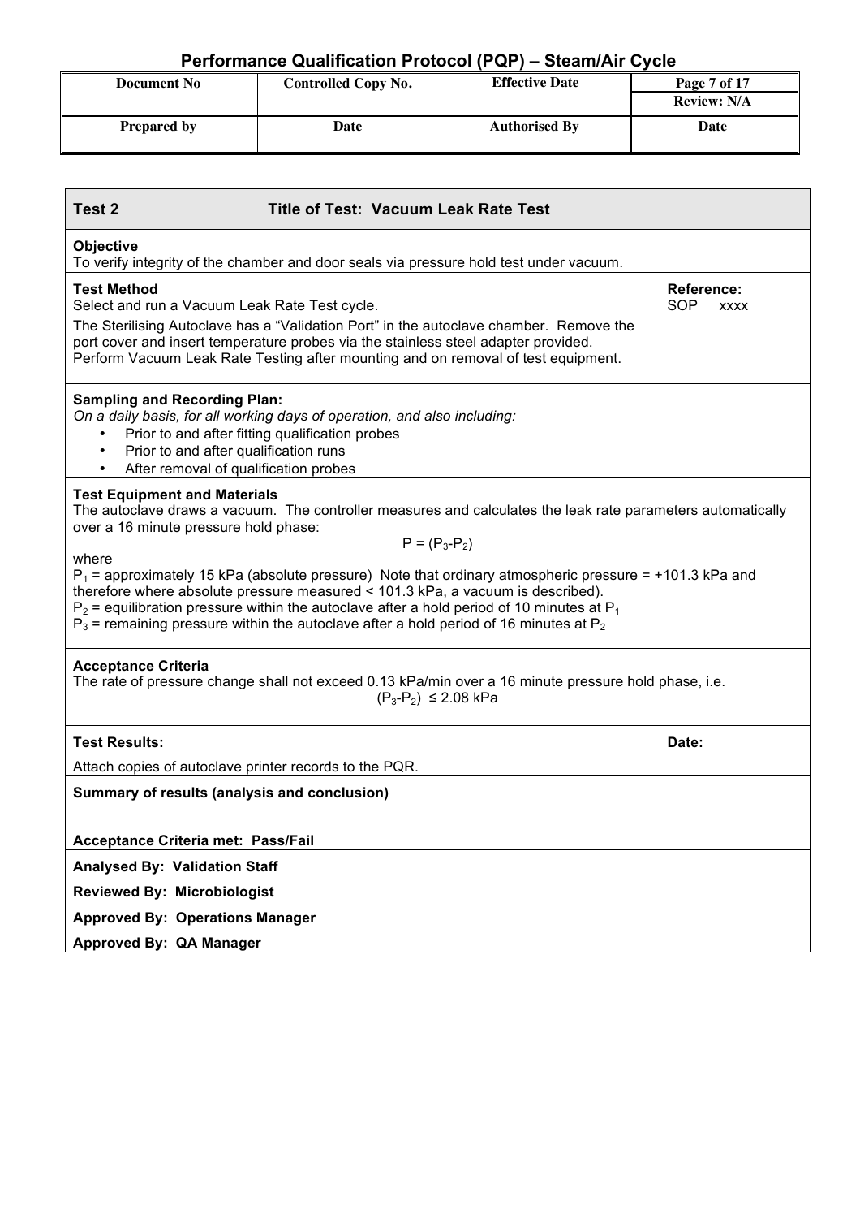| Test 2 | Title of Test: Vacuum Leak Rate Test | |
|---|---|---|

**Objective**

To verify integrity of the chamber and door seals via pressure hold test under vacuum.

| **Test Method** | **Reference:** |
|---|---|
| Select and run a Vacuum Leak Rate Test cycle.<br>The Sterilising Autoclave has a "Validation Port" in the autoclave chamber. Remove the port cover and insert temperature probes via the stainless steel adapter provided. Perform Vacuum Leak Rate Testing after mounting and on removal of test equipment. | SOP xxxx |

**Sampling and Recording Plan:**

*On a daily basis, for all working days of operation, and also including:*

- Prior to and after fitting qualification probes
- Prior to and after qualification runs
- After removal of qualification probes

**Test Equipment and Materials**

The autoclave draws a vacuum. The controller measures and calculates the leak rate parameters automatically over a 16 minute pressure hold phase:

$$P = (P_3 - P_2)$$

where

$P_1$ = approximately 15 kPa (absolute pressure) Note that ordinary atmospheric pressure = +101.3 kPa and therefore where absolute pressure measured < 101.3 kPa, a vacuum is described).

$P_2$ = equilibration pressure within the autoclave after a hold period of 10 minutes at $P_1$

$P_3$ = remaining pressure within the autoclave after a hold period of 16 minutes at $P_2$

**Acceptance Criteria**

The rate of pressure change shall not exceed 0.13 kPa/min over a 16 minute pressure hold phase, i.e.

$$(P_3 - P_2) \leq 2.08 \text{ kPa}$$

| **Test Results:**<br>Attach copies of autoclave printer records to the PQR. | **Date:** |
|---|---|
| **Summary of results (analysis and conclusion)**<br><br>**Acceptance Criteria met: Pass/Fail** | |
| **Analysed By: Validation Staff** | |
| **Reviewed By: Microbiologist** | |
| **Approved By: Operations Manager** | |
| **Approved By: QA Manager** | |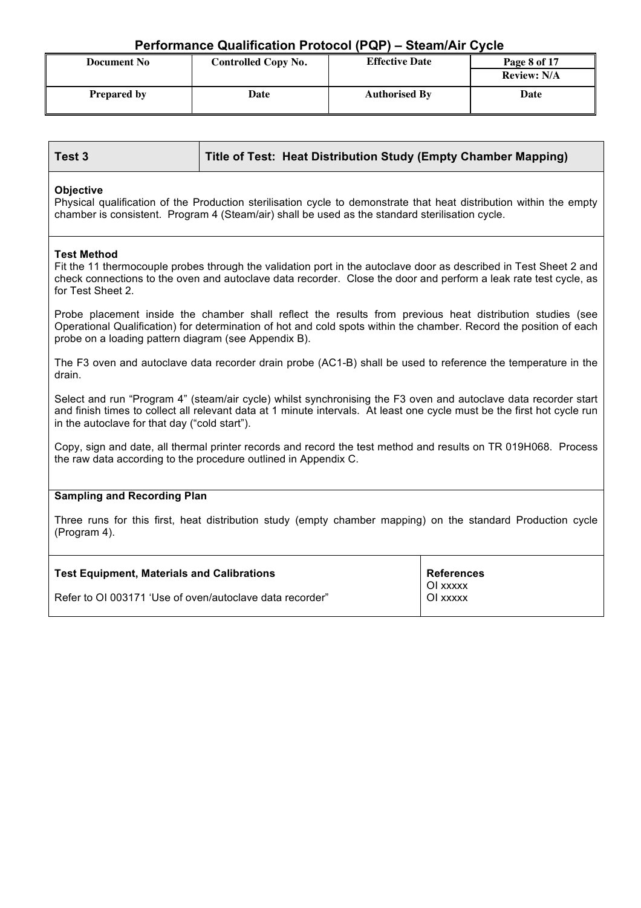| Test 3 | Title of Test: Heat Distribution Study (Empty Chamber Mapping) |
| --- | --- |

**Objective**

Physical qualification of the Production sterilisation cycle to demonstrate that heat distribution within the empty chamber is consistent. Program 4 (Steam/air) shall be used as the standard sterilisation cycle.

**Test Method**

Fit the 11 thermocouple probes through the validation port in the autoclave door as described in Test Sheet 2 and check connections to the oven and autoclave data recorder. Close the door and perform a leak rate test cycle, as for Test Sheet 2.

Probe placement inside the chamber shall reflect the results from previous heat distribution studies (see Operational Qualification) for determination of hot and cold spots within the chamber. Record the position of each probe on a loading pattern diagram (see Appendix B).

The F3 oven and autoclave data recorder drain probe (AC1-B) shall be used to reference the temperature in the drain.

Select and run "Program 4" (steam/air cycle) whilst synchronising the F3 oven and autoclave data recorder start and finish times to collect all relevant data at 1 minute intervals. At least one cycle must be the first hot cycle run in the autoclave for that day ("cold start").

Copy, sign and date, all thermal printer records and record the test method and results on TR 019H068. Process the raw data according to the procedure outlined in Appendix C.

**Sampling and Recording Plan**

Three runs for this first, heat distribution study (empty chamber mapping) on the standard Production cycle (Program 4).

| Test Equipment, Materials and Calibrations | References |
| --- | --- |
| Refer to OI 003171 'Use of oven/autoclave data recorder" | OI xxxxx<br>OI xxxxx |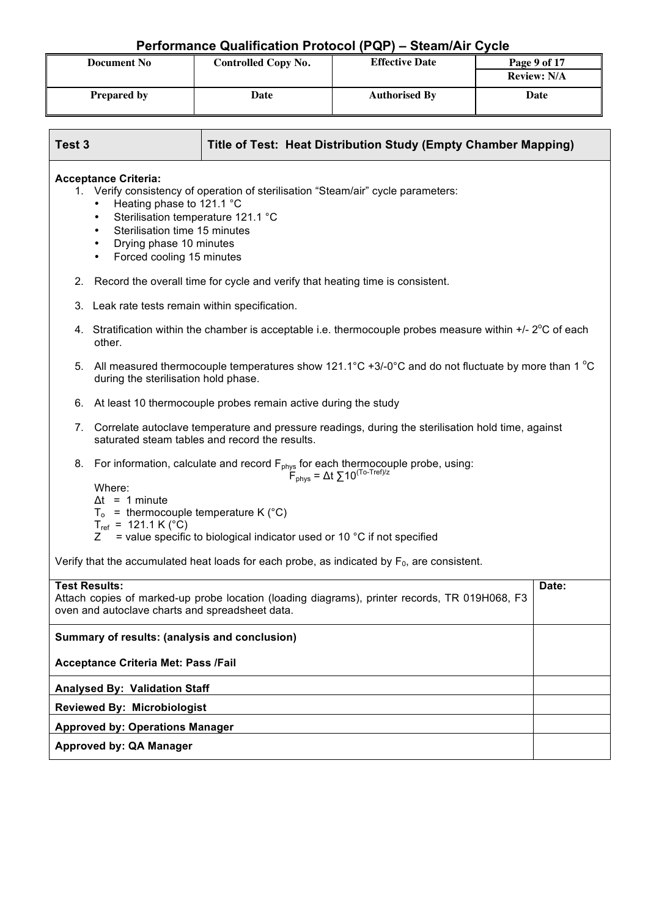# Performance Qualification Protocol (PQP) – Steam/Air Cycle

| Document No | Controlled Copy No. | Effective Date | Page 9 of 17 |
|---|---|---|---|
| | | | Review: N/A |
| **Prepared by** | **Date** | **Authorised By** | **Date** |

| **Test 3** | **Title of Test: Heat Distribution Study (Empty Chamber Mapping)** |
|---|---|

**Acceptance Criteria:**

1. Verify consistency of operation of sterilisation "Steam/air" cycle parameters:
   - Heating phase to 121.1 °C
   - Sterilisation temperature 121.1 °C
   - Sterilisation time 15 minutes
   - Drying phase 10 minutes
   - Forced cooling 15 minutes

2. Record the overall time for cycle and verify that heating time is consistent.

3. Leak rate tests remain within specification.

4. Stratification within the chamber is acceptable i.e. thermocouple probes measure within +/- 2°C of each other.

5. All measured thermocouple temperatures show 121.1°C +3/-0°C and do not fluctuate by more than 1 °C during the sterilisation hold phase.

6. At least 10 thermocouple probes remain active during the study

7. Correlate autoclave temperature and pressure readings, during the sterilisation hold time, against saturated steam tables and record the results.

8. For information, calculate and record $F_{phys}$ for each thermocouple probe, using:

$$F_{phys} = \Delta t \sum 10^{(To-Tref)/z}$$

   Where:
   $\Delta t$ = 1 minute
   $T_o$ = thermocouple temperature K (°C)
   $T_{ref}$ = 121.1 K (°C)
   Z = value specific to biological indicator used or 10 °C if not specified

Verify that the accumulated heat loads for each probe, as indicated by $F_0$, are consistent.

| **Test Results:** Attach copies of marked-up probe location (loading diagrams), printer records, TR 019H068, F3 oven and autoclave charts and spreadsheet data. | **Date:** |
|---|---|
| **Summary of results: (analysis and conclusion)** **Acceptance Criteria Met: Pass /Fail** | |
| **Analysed By: Validation Staff** | |
| **Reviewed By: Microbiologist** | |
| **Approved by: Operations Manager** | |
| **Approved by: QA Manager** | |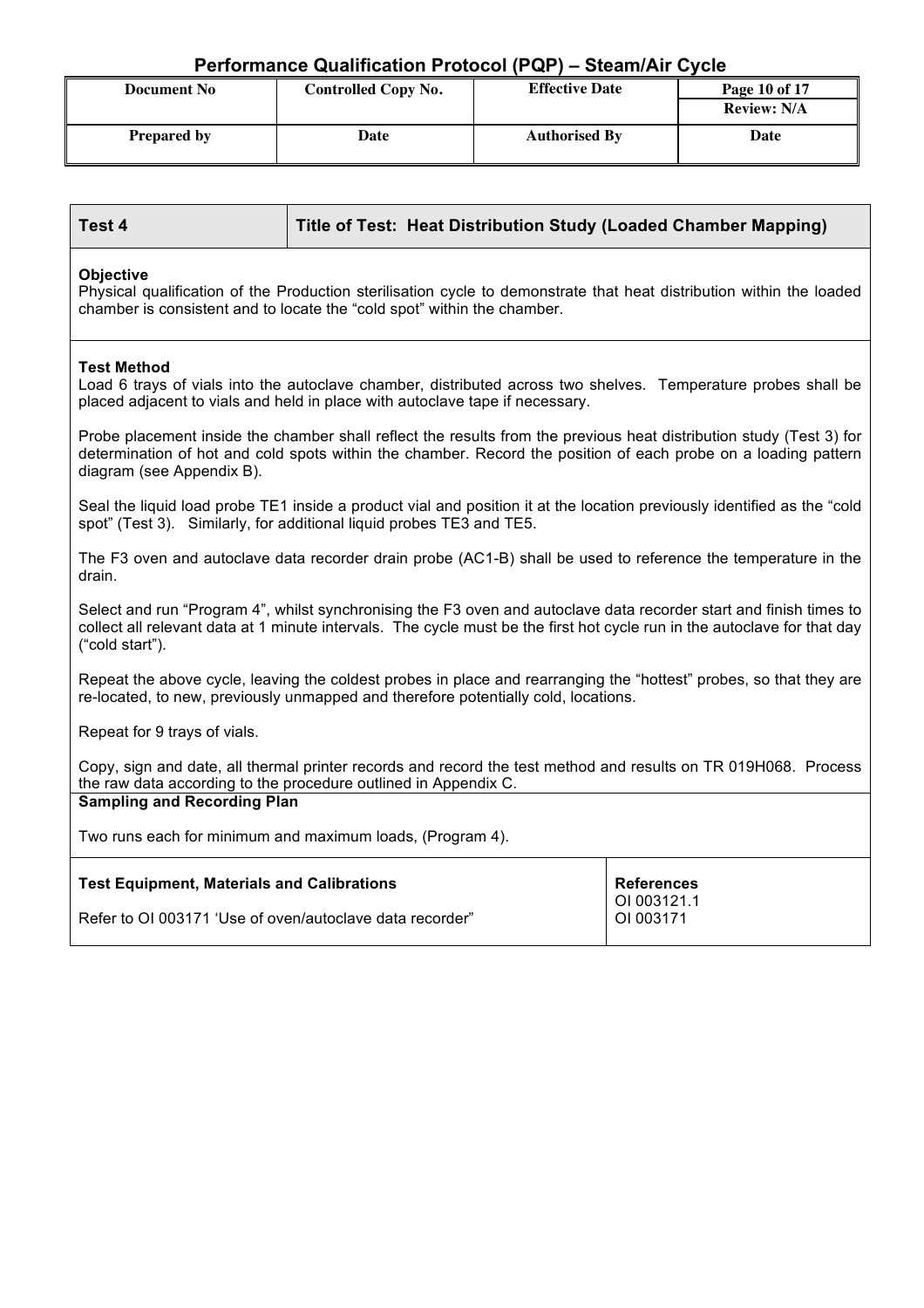| Test 4 | Title of Test: Heat Distribution Study (Loaded Chamber Mapping) |
|---|---|

**Objective**

Physical qualification of the Production sterilisation cycle to demonstrate that heat distribution within the loaded chamber is consistent and to locate the "cold spot" within the chamber.

**Test Method**

Load 6 trays of vials into the autoclave chamber, distributed across two shelves. Temperature probes shall be placed adjacent to vials and held in place with autoclave tape if necessary.

Probe placement inside the chamber shall reflect the results from the previous heat distribution study (Test 3) for determination of hot and cold spots within the chamber. Record the position of each probe on a loading pattern diagram (see Appendix B).

Seal the liquid load probe TE1 inside a product vial and position it at the location previously identified as the "cold spot" (Test 3). Similarly, for additional liquid probes TE3 and TE5.

The F3 oven and autoclave data recorder drain probe (AC1-B) shall be used to reference the temperature in the drain.

Select and run "Program 4", whilst synchronising the F3 oven and autoclave data recorder start and finish times to collect all relevant data at 1 minute intervals. The cycle must be the first hot cycle run in the autoclave for that day ("cold start").

Repeat the above cycle, leaving the coldest probes in place and rearranging the "hottest" probes, so that they are re-located, to new, previously unmapped and therefore potentially cold, locations.

Repeat for 9 trays of vials.

Copy, sign and date, all thermal printer records and record the test method and results on TR 019H068. Process the raw data according to the procedure outlined in Appendix C.

**Sampling and Recording Plan**

Two runs each for minimum and maximum loads, (Program 4).

| **Test Equipment, Materials and Calibrations** | **References** |
|---|---|
| Refer to OI 003171 'Use of oven/autoclave data recorder" | OI 003121.1<br>OI 003171 |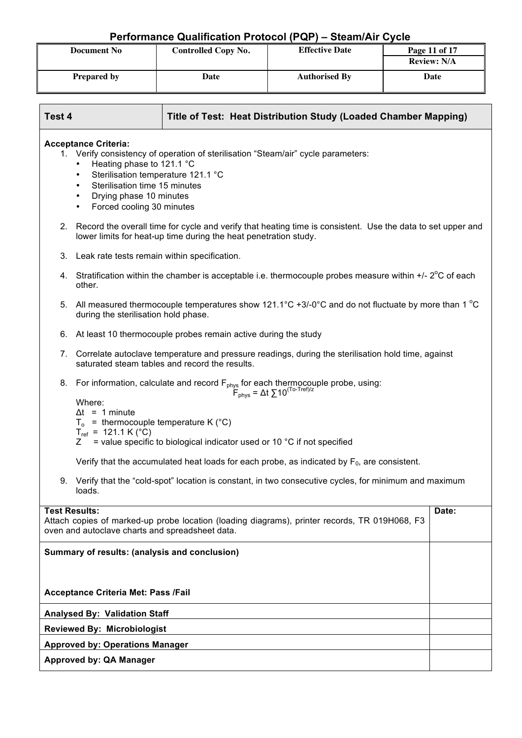# Performance Qualification Protocol (PQP) – Steam/Air Cycle

| Document No | Controlled Copy No. | Effective Date | Page 11 of 17 |
| --- | --- | --- | --- |
| | | | Review: N/A |
| Prepared by | Date | Authorised By | Date |

| Test 4 | Title of Test: Heat Distribution Study (Loaded Chamber Mapping) |
| --- | --- |

**Acceptance Criteria:**

1. Verify consistency of operation of sterilisation "Steam/air" cycle parameters:
   - Heating phase to 121.1 °C
   - Sterilisation temperature 121.1 °C
   - Sterilisation time 15 minutes
   - Drying phase 10 minutes
   - Forced cooling 30 minutes
2. Record the overall time for cycle and verify that heating time is consistent. Use the data to set upper and lower limits for heat-up time during the heat penetration study.
3. Leak rate tests remain within specification.
4. Stratification within the chamber is acceptable i.e. thermocouple probes measure within +/- 2°C of each other.
5. All measured thermocouple temperatures show 121.1°C +3/-0°C and do not fluctuate by more than 1 °C during the sterilisation hold phase.
6. At least 10 thermocouple probes remain active during the study
7. Correlate autoclave temperature and pressure readings, during the sterilisation hold time, against saturated steam tables and record the results.
8. For information, calculate and record $F_{phys}$ for each thermocouple probe, using:

   $$F_{phys} = \Delta t \sum 10^{(To-Tref)/z}$$

   Where:
   $\Delta t$ = 1 minute
   $T_o$ = thermocouple temperature K (°C)
   $T_{ref}$ = 121.1 K (°C)
   Z = value specific to biological indicator used or 10 °C if not specified

   Verify that the accumulated heat loads for each probe, as indicated by $F_0$, are consistent.
9. Verify that the "cold-spot" location is constant, in two consecutive cycles, for minimum and maximum loads.

| **Test Results:** Attach copies of marked-up probe location (loading diagrams), printer records, TR 019H068, F3 oven and autoclave charts and spreadsheet data. | **Date:** |
| --- | --- |
| **Summary of results: (analysis and conclusion)** <br><br> **Acceptance Criteria Met: Pass /Fail** | |
| **Analysed By: Validation Staff** | |
| **Reviewed By: Microbiologist** | |
| **Approved by: Operations Manager** | |
| **Approved by: QA Manager** | |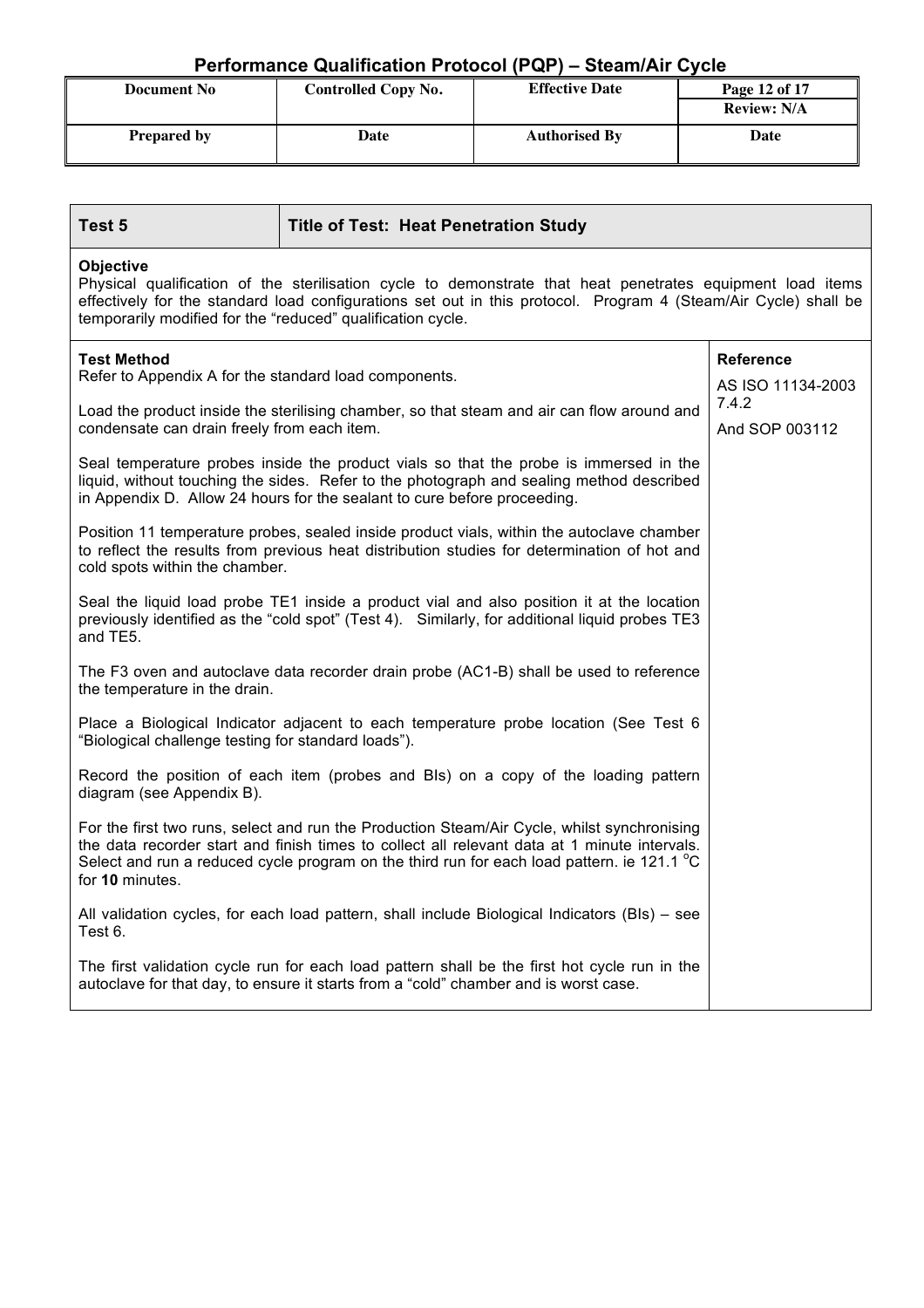| Test 5 | Title of Test: Heat Penetration Study |
|---|---|

**Objective**

Physical qualification of the sterilisation cycle to demonstrate that heat penetrates equipment load items effectively for the standard load configurations set out in this protocol. Program 4 (Steam/Air Cycle) shall be temporarily modified for the "reduced" qualification cycle.

| Test Method | Reference |
|---|---|
| Refer to Appendix A for the standard load components.<br><br>Load the product inside the sterilising chamber, so that steam and air can flow around and condensate can drain freely from each item.<br><br>Seal temperature probes inside the product vials so that the probe is immersed in the liquid, without touching the sides. Refer to the photograph and sealing method described in Appendix D. Allow 24 hours for the sealant to cure before proceeding.<br><br>Position 11 temperature probes, sealed inside product vials, within the autoclave chamber to reflect the results from previous heat distribution studies for determination of hot and cold spots within the chamber.<br><br>Seal the liquid load probe TE1 inside a product vial and also position it at the location previously identified as the "cold spot" (Test 4). Similarly, for additional liquid probes TE3 and TE5.<br><br>The F3 oven and autoclave data recorder drain probe (AC1-B) shall be used to reference the temperature in the drain.<br><br>Place a Biological Indicator adjacent to each temperature probe location (See Test 6 "Biological challenge testing for standard loads").<br><br>Record the position of each item (probes and BIs) on a copy of the loading pattern diagram (see Appendix B).<br><br>For the first two runs, select and run the Production Steam/Air Cycle, whilst synchronising the data recorder start and finish times to collect all relevant data at 1 minute intervals. Select and run a reduced cycle program on the third run for each load pattern. ie 121.1 $^{o}$C for **10** minutes.<br><br>All validation cycles, for each load pattern, shall include Biological Indicators (BIs) – see Test 6.<br><br>The first validation cycle run for each load pattern shall be the first hot cycle run in the autoclave for that day, to ensure it starts from a "cold" chamber and is worst case. | AS ISO 11134-2003 7.4.2<br><br>And SOP 003112 |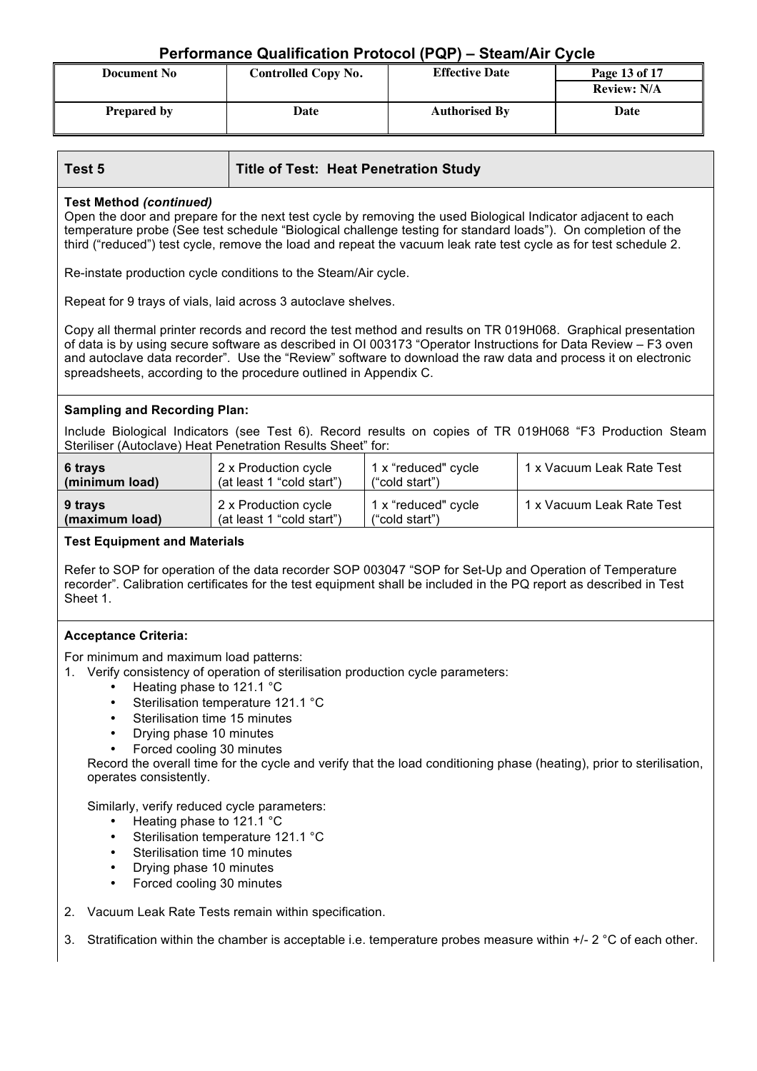| Test 5 | Title of Test: Heat Penetration Study |
|---|---|

**Test Method *(continued)***

Open the door and prepare for the next test cycle by removing the used Biological Indicator adjacent to each temperature probe (See test schedule "Biological challenge testing for standard loads"). On completion of the third ("reduced") test cycle, remove the load and repeat the vacuum leak rate test cycle as for test schedule 2.

Re-instate production cycle conditions to the Steam/Air cycle.

Repeat for 9 trays of vials, laid across 3 autoclave shelves.

Copy all thermal printer records and record the test method and results on TR 019H068. Graphical presentation of data is by using secure software as described in OI 003173 "Operator Instructions for Data Review – F3 oven and autoclave data recorder". Use the "Review" software to download the raw data and process it on electronic spreadsheets, according to the procedure outlined in Appendix C.

**Sampling and Recording Plan:**

Include Biological Indicators (see Test 6). Record results on copies of TR 019H068 "F3 Production Steam Steriliser (Autoclave) Heat Penetration Results Sheet" for:

| | | | |
|---|---|---|---|
| **6 trays (minimum load)** | 2 x Production cycle (at least 1 "cold start") | 1 x "reduced" cycle ("cold start") | 1 x Vacuum Leak Rate Test |
| **9 trays (maximum load)** | 2 x Production cycle (at least 1 "cold start") | 1 x "reduced" cycle ("cold start") | 1 x Vacuum Leak Rate Test |

**Test Equipment and Materials**

Refer to SOP for operation of the data recorder SOP 003047 "SOP for Set-Up and Operation of Temperature recorder". Calibration certificates for the test equipment shall be included in the PQ report as described in Test Sheet 1.

**Acceptance Criteria:**

For minimum and maximum load patterns:

1. Verify consistency of operation of sterilisation production cycle parameters:
   - Heating phase to 121.1 °C
   - Sterilisation temperature 121.1 °C
   - Sterilisation time 15 minutes
   - Drying phase 10 minutes
   - Forced cooling 30 minutes

   Record the overall time for the cycle and verify that the load conditioning phase (heating), prior to sterilisation, operates consistently.

   Similarly, verify reduced cycle parameters:
   - Heating phase to 121.1 °C
   - Sterilisation temperature 121.1 °C
   - Sterilisation time 10 minutes
   - Drying phase 10 minutes
   - Forced cooling 30 minutes

2. Vacuum Leak Rate Tests remain within specification.

3. Stratification within the chamber is acceptable i.e. temperature probes measure within +/- 2 °C of each other.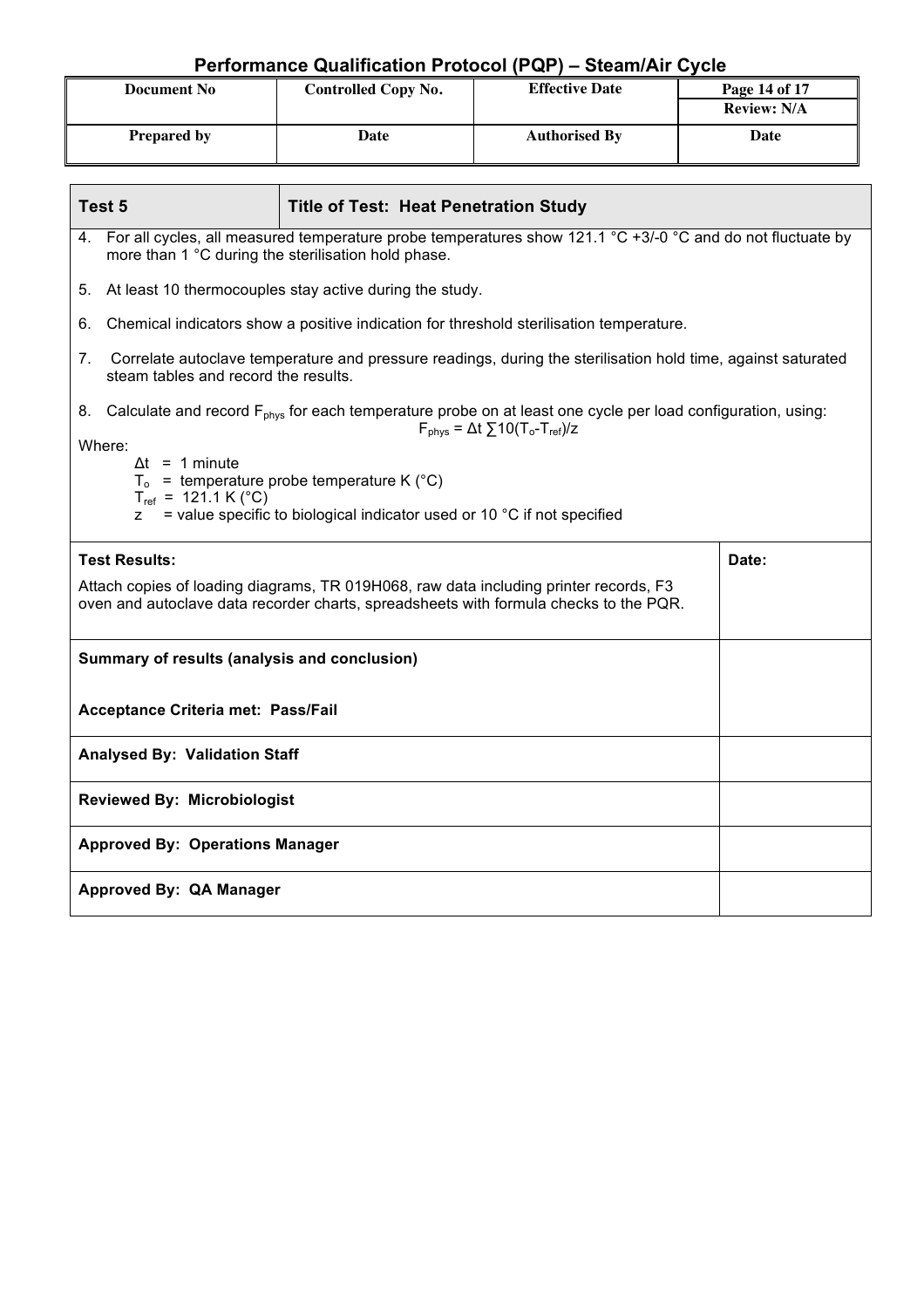# Performance Qualification Protocol (PQP) – Steam/Air Cycle

| Document No | Controlled Copy No. | Effective Date | Page 14 of 17 |
|---|---|---|---|
| | | | Review: N/A |
| **Prepared by** | **Date** | **Authorised By** | **Date** |

| Test 5 | Title of Test: Heat Penetration Study |
|---|---|

4. For all cycles, all measured temperature probe temperatures show 121.1 °C +3/-0 °C and do not fluctuate by more than 1 °C during the sterilisation hold phase.
5. At least 10 thermocouples stay active during the study.
6. Chemical indicators show a positive indication for threshold sterilisation temperature.
7. Correlate autoclave temperature and pressure readings, during the sterilisation hold time, against saturated steam tables and record the results.
8. Calculate and record $F_{phys}$ for each temperature probe on at least one cycle per load configuration, using:

$$F_{phys} = \Delta t \sum 10(T_o - T_{ref})/z$$

Where:

- $\Delta t$ = 1 minute
- $T_o$ = temperature probe temperature K (°C)
- $T_{ref}$ = 121.1 K (°C)
- $z$ = value specific to biological indicator used or 10 °C if not specified

| **Test Results:**<br>Attach copies of loading diagrams, TR 019H068, raw data including printer records, F3 oven and autoclave data recorder charts, spreadsheets with formula checks to the PQR. | **Date:** |
|---|---|
| **Summary of results (analysis and conclusion)**<br><br>**Acceptance Criteria met: Pass/Fail** | |
| **Analysed By: Validation Staff** | |
| **Reviewed By: Microbiologist** | |
| **Approved By: Operations Manager** | |
| **Approved By: QA Manager** | |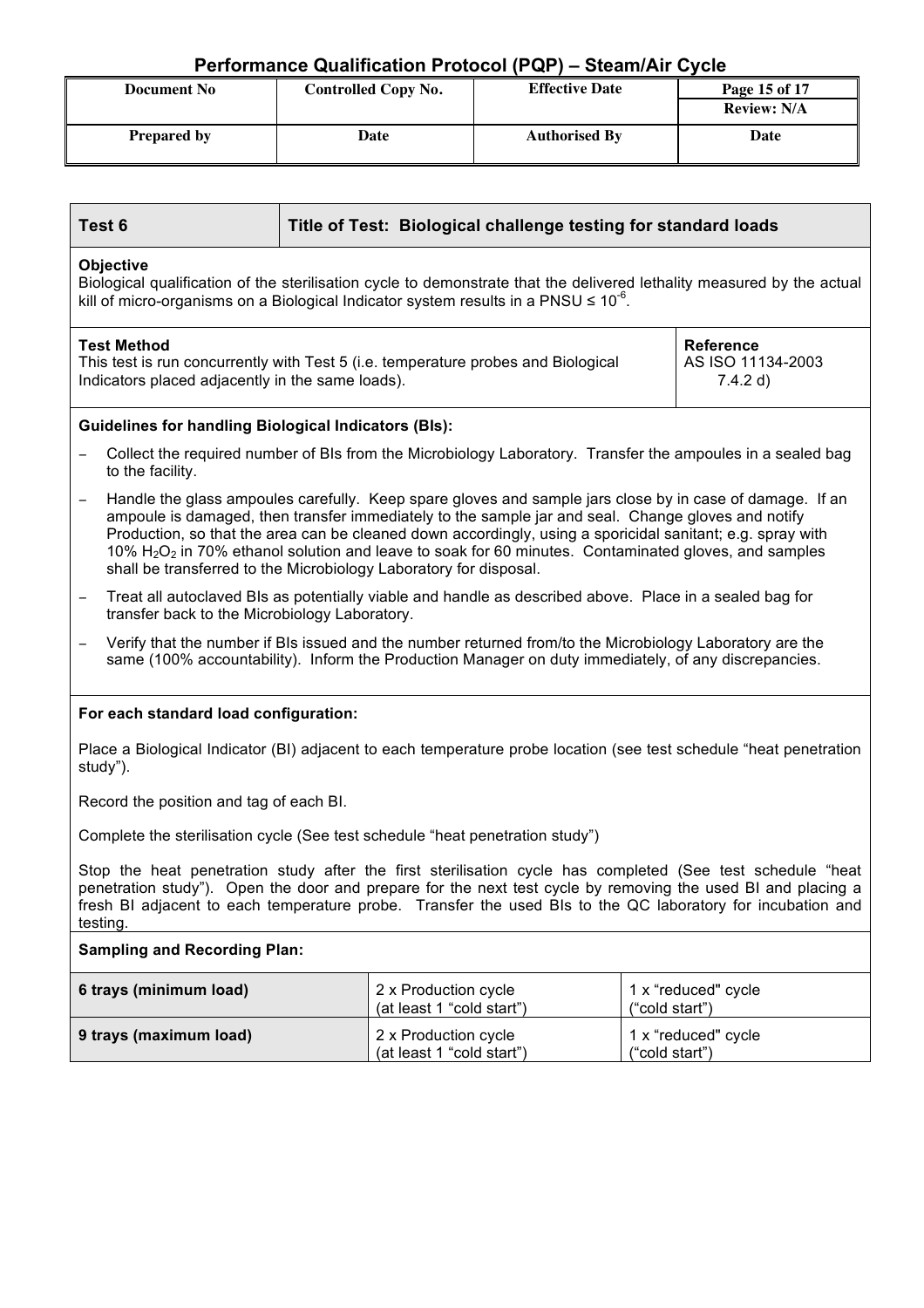## Performance Qualification Protocol (PQP) – Steam/Air Cycle

| Document No | Controlled Copy No. | Effective Date | Page 15 of 17 |
|---|---|---|---|
| | | | Review: N/A |
| Prepared by | Date | Authorised By | Date |

| Test 6 | Title of Test: Biological challenge testing for standard loads |
|---|---|

**Objective**

Biological qualification of the sterilisation cycle to demonstrate that the delivered lethality measured by the actual kill of micro-organisms on a Biological Indicator system results in a PNSU ≤ $10^{-6}$.

| Test Method | Reference |
|---|---|
| This test is run concurrently with Test 5 (i.e. temperature probes and Biological Indicators placed adjacently in the same loads). | AS ISO 11134-2003 7.4.2 d) |

**Guidelines for handling Biological Indicators (BIs):**

- Collect the required number of BIs from the Microbiology Laboratory. Transfer the ampoules in a sealed bag to the facility.
- Handle the glass ampoules carefully. Keep spare gloves and sample jars close by in case of damage. If an ampoule is damaged, then transfer immediately to the sample jar and seal. Change gloves and notify Production, so that the area can be cleaned down accordingly, using a sporicidal sanitant; e.g. spray with 10% $H_2O_2$ in 70% ethanol solution and leave to soak for 60 minutes. Contaminated gloves, and samples shall be transferred to the Microbiology Laboratory for disposal.
- Treat all autoclaved BIs as potentially viable and handle as described above. Place in a sealed bag for transfer back to the Microbiology Laboratory.
- Verify that the number if BIs issued and the number returned from/to the Microbiology Laboratory are the same (100% accountability). Inform the Production Manager on duty immediately, of any discrepancies.

**For each standard load configuration:**

Place a Biological Indicator (BI) adjacent to each temperature probe location (see test schedule "heat penetration study").

Record the position and tag of each BI.

Complete the sterilisation cycle (See test schedule "heat penetration study")

Stop the heat penetration study after the first sterilisation cycle has completed (See test schedule "heat penetration study"). Open the door and prepare for the next test cycle by removing the used BI and placing a fresh BI adjacent to each temperature probe. Transfer the used BIs to the QC laboratory for incubation and testing.

**Sampling and Recording Plan:**

| | | |
|---|---|---|
| **6 trays (minimum load)** | 2 x Production cycle (at least 1 "cold start") | 1 x "reduced" cycle ("cold start") |
| **9 trays (maximum load)** | 2 x Production cycle (at least 1 "cold start") | 1 x "reduced" cycle ("cold start") |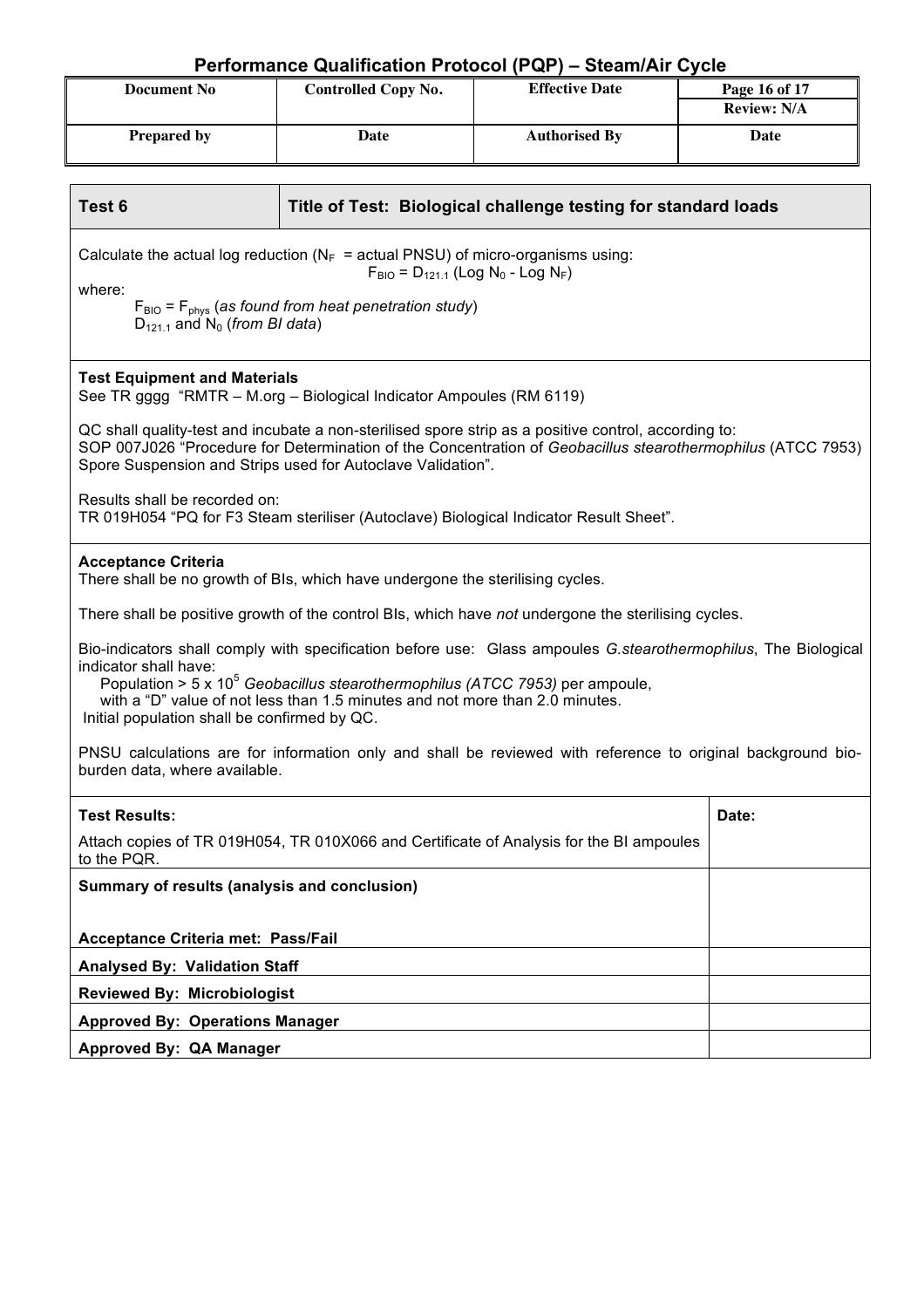| Test 6 | Title of Test: Biological challenge testing for standard loads |
|---|---|

Calculate the actual log reduction ($N_F$ = actual PNSU) of micro-organisms using:

$$F_{BIO} = D_{121.1} (\text{Log } N_0 - \text{Log } N_F)$$

where:

$F_{BIO} = F_{phys}$ (*as found from heat penetration study*)
$D_{121.1}$ and $N_0$ (*from BI data*)

**Test Equipment and Materials**

See TR gggg "RMTR – M.org – Biological Indicator Ampoules (RM 6119)

QC shall quality-test and incubate a non-sterilised spore strip as a positive control, according to: SOP 007J026 "Procedure for Determination of the Concentration of *Geobacillus stearothermophilus* (ATCC 7953) Spore Suspension and Strips used for Autoclave Validation".

Results shall be recorded on:
TR 019H054 "PQ for F3 Steam steriliser (Autoclave) Biological Indicator Result Sheet".

**Acceptance Criteria**

There shall be no growth of BIs, which have undergone the sterilising cycles.

There shall be positive growth of the control BIs, which have *not* undergone the sterilising cycles.

Bio-indicators shall comply with specification before use: Glass ampoules *G.stearothermophilus*, The Biological indicator shall have:

Population > $5 \times 10^5$ *Geobacillus stearothermophilus (ATCC 7953)* per ampoule,
with a "D" value of not less than 1.5 minutes and not more than 2.0 minutes.

Initial population shall be confirmed by QC.

PNSU calculations are for information only and shall be reviewed with reference to original background bio-burden data, where available.

| **Test Results:** Attach copies of TR 019H054, TR 010X066 and Certificate of Analysis for the BI ampoules to the PQR. | **Date:** |
|---|---|
| **Summary of results (analysis and conclusion)**<br><br>**Acceptance Criteria met: Pass/Fail** | |
| **Analysed By: Validation Staff** | |
| **Reviewed By: Microbiologist** | |
| **Approved By: Operations Manager** | |
| **Approved By: QA Manager** | |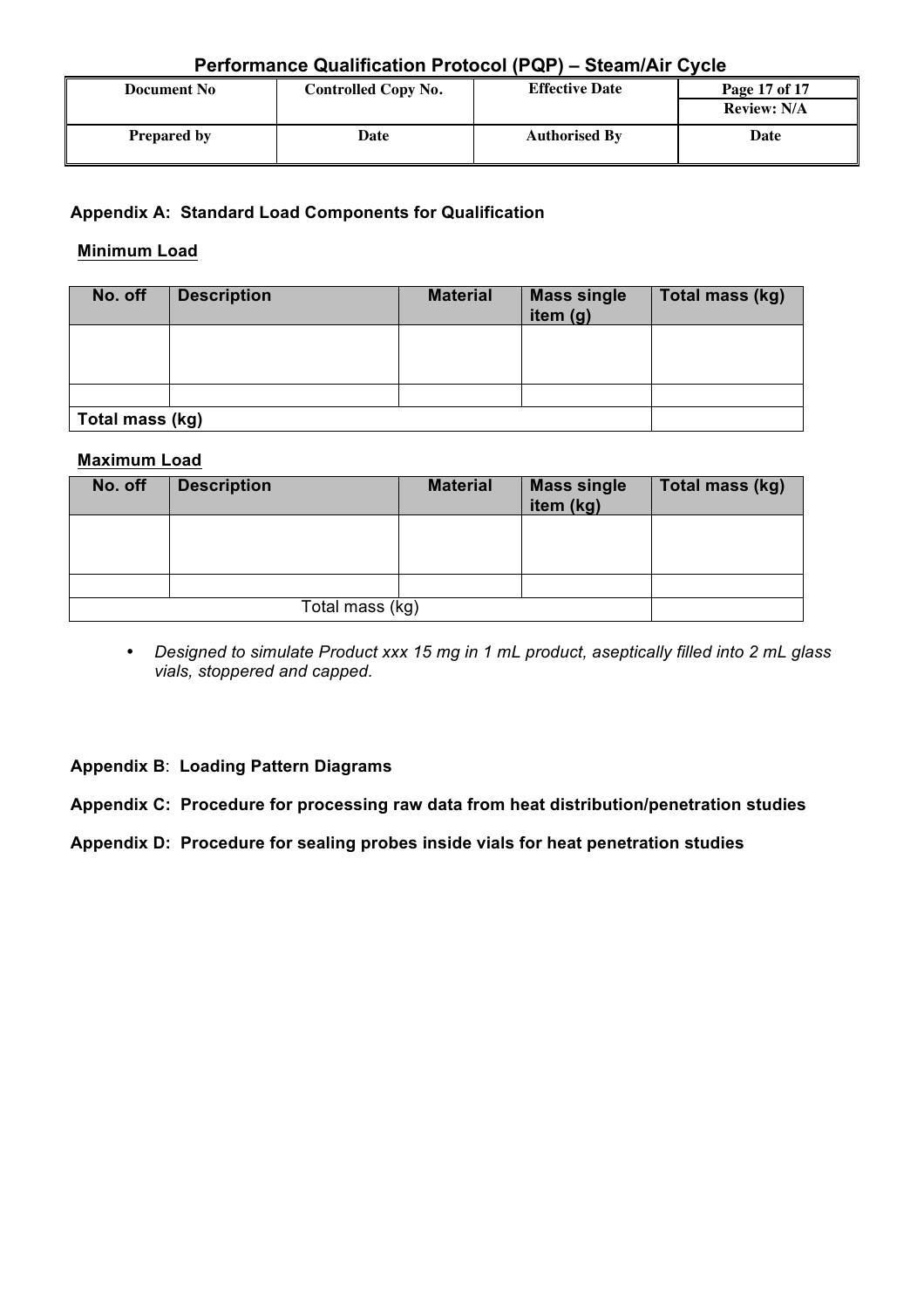## Appendix A: Standard Load Components for Qualification

### Minimum Load

| No. off | Description | Material | Mass single item (g) | Total mass (kg) |
|---|---|---|---|---|
| | | | | |
| | | | | |
| **Total mass (kg)** | | | | |

### Maximum Load

| No. off | Description | Material | Mass single item (kg) | Total mass (kg) |
|---|---|---|---|---|
| | | | | |
| | | | | |
| Total mass (kg) | | | | |

- *Designed to simulate Product xxx 15 mg in 1 mL product, aseptically filled into 2 mL glass vials, stoppered and capped.*

**Appendix B: Loading Pattern Diagrams**

**Appendix C: Procedure for processing raw data from heat distribution/penetration studies**

**Appendix D: Procedure for sealing probes inside vials for heat penetration studies**